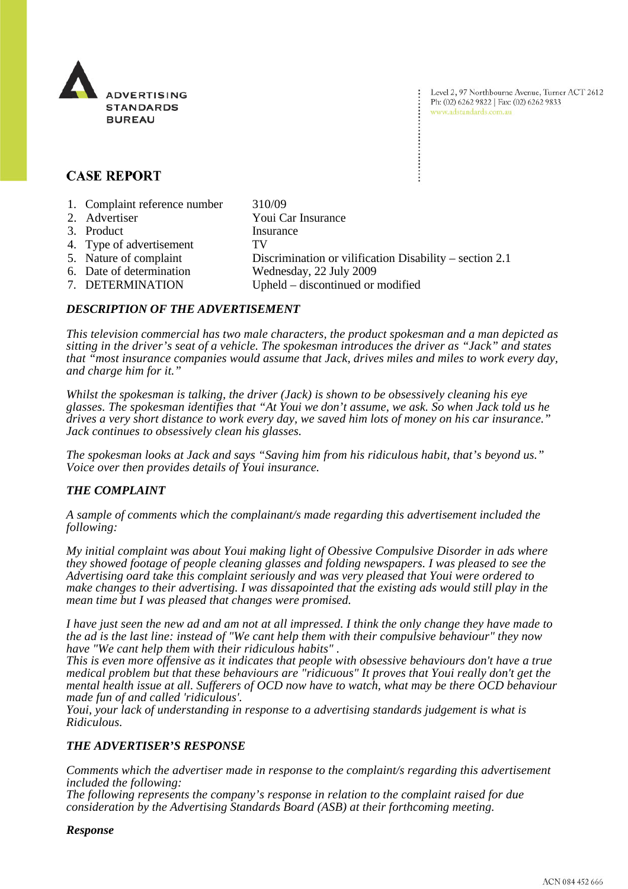ADVERTISING STANDARDS BUREAU

Level 2, 97 Northbourne Avenue, Turner ACT 2612
Ph: (02) 6262 9822 | Fax: (02) 6262 9833
www.adstandards.com.au

# CASE REPORT

1. Complaint reference number 310/09
2. Advertiser Youi Car Insurance
3. Product Insurance
4. Type of advertisement TV
5. Nature of complaint Discrimination or vilification Disability – section 2.1
6. Date of determination Wednesday, 22 July 2009
7. DETERMINATION Upheld – discontinued or modified

### *DESCRIPTION OF THE ADVERTISEMENT*

*This television commercial has two male characters, the product spokesman and a man depicted as sitting in the driver's seat of a vehicle. The spokesman introduces the driver as "Jack" and states that "most insurance companies would assume that Jack, drives miles and miles to work every day, and charge him for it."*

*Whilst the spokesman is talking, the driver (Jack) is shown to be obsessively cleaning his eye glasses. The spokesman identifies that "At Youi we don't assume, we ask. So when Jack told us he drives a very short distance to work every day, we saved him lots of money on his car insurance." Jack continues to obsessively clean his glasses.*

*The spokesman looks at Jack and says "Saving him from his ridiculous habit, that's beyond us." Voice over then provides details of Youi insurance.*

### *THE COMPLAINT*

*A sample of comments which the complainant/s made regarding this advertisement included the following:*

*My initial complaint was about Youi making light of Obessive Compulsive Disorder in ads where they showed footage of people cleaning glasses and folding newspapers. I was pleased to see the Advertising oard take this complaint seriously and was very pleased that Youi were ordered to make changes to their advertising. I was dissapointed that the existing ads would still play in the mean time but I was pleased that changes were promised.*

*I have just seen the new ad and am not at all impressed. I think the only change they have made to the ad is the last line: instead of "We cant help them with their compulsive behaviour" they now have "We cant help them with their ridiculous habits" .*
*This is even more offensive as it indicates that people with obsessive behaviours don't have a true medical problem but that these behaviours are "ridicuous" It proves that Youi really don't get the mental health issue at all. Sufferers of OCD now have to watch, what may be there OCD behaviour made fun of and called 'ridiculous'.*
*Youi, your lack of understanding in response to a advertising standards judgement is what is Ridiculous.*

### *THE ADVERTISER'S RESPONSE*

*Comments which the advertiser made in response to the complaint/s regarding this advertisement included the following:*
*The following represents the company's response in relation to the complaint raised for due consideration by the Advertising Standards Board (ASB) at their forthcoming meeting.*

***Response***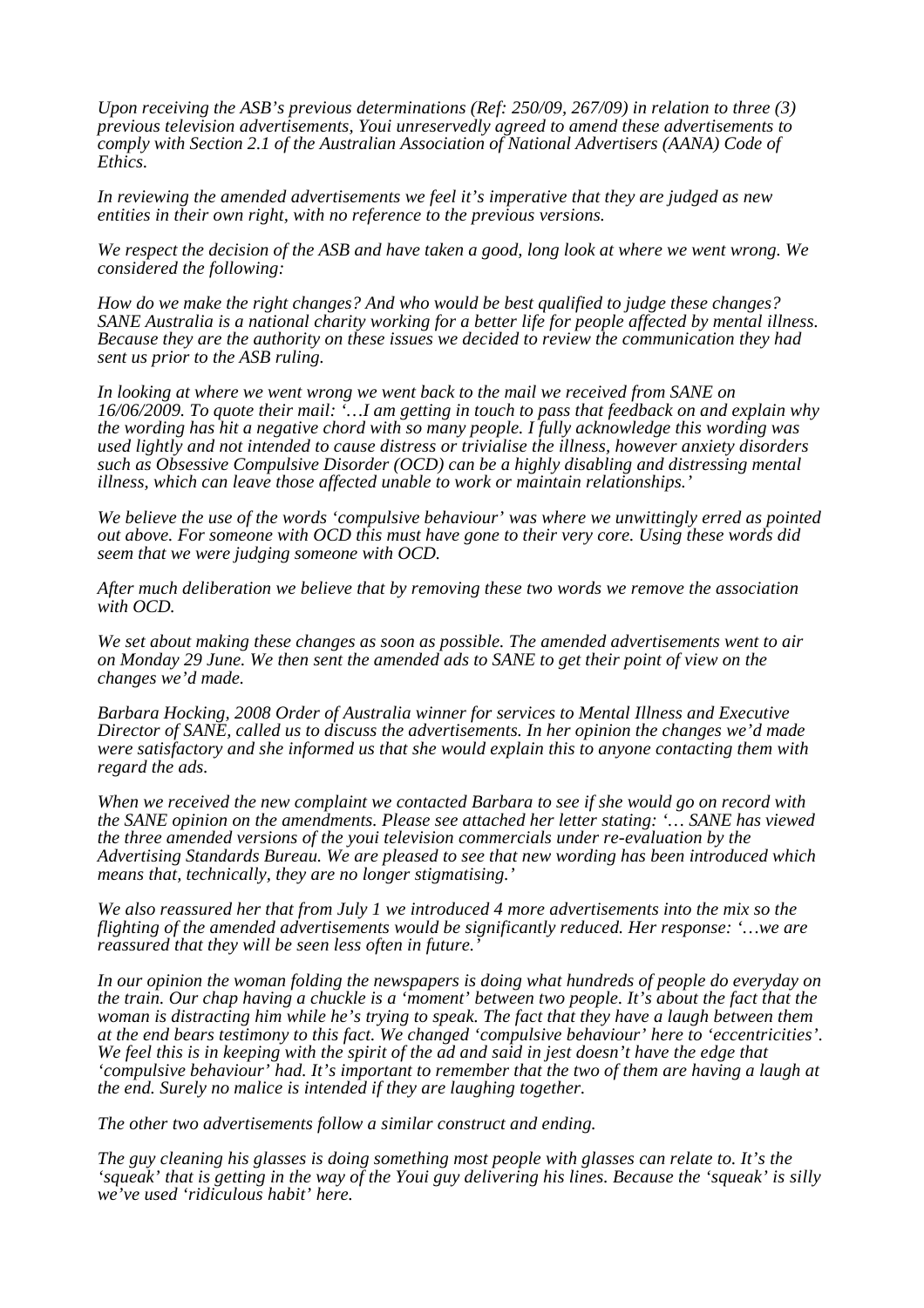*Upon receiving the ASB's previous determinations (Ref: 250/09, 267/09) in relation to three (3) previous television advertisements, Youi unreservedly agreed to amend these advertisements to comply with Section 2.1 of the Australian Association of National Advertisers (AANA) Code of Ethics.*

*In reviewing the amended advertisements we feel it's imperative that they are judged as new entities in their own right, with no reference to the previous versions.*

*We respect the decision of the ASB and have taken a good, long look at where we went wrong. We considered the following:*

*How do we make the right changes? And who would be best qualified to judge these changes? SANE Australia is a national charity working for a better life for people affected by mental illness. Because they are the authority on these issues we decided to review the communication they had sent us prior to the ASB ruling.*

*In looking at where we went wrong we went back to the mail we received from SANE on 16/06/2009. To quote their mail: '…I am getting in touch to pass that feedback on and explain why the wording has hit a negative chord with so many people. I fully acknowledge this wording was used lightly and not intended to cause distress or trivialise the illness, however anxiety disorders such as Obsessive Compulsive Disorder (OCD) can be a highly disabling and distressing mental illness, which can leave those affected unable to work or maintain relationships.'*

*We believe the use of the words 'compulsive behaviour' was where we unwittingly erred as pointed out above. For someone with OCD this must have gone to their very core. Using these words did seem that we were judging someone with OCD.*

*After much deliberation we believe that by removing these two words we remove the association with OCD.*

*We set about making these changes as soon as possible. The amended advertisements went to air on Monday 29 June. We then sent the amended ads to SANE to get their point of view on the changes we'd made.*

*Barbara Hocking, 2008 Order of Australia winner for services to Mental Illness and Executive Director of SANE, called us to discuss the advertisements. In her opinion the changes we'd made were satisfactory and she informed us that she would explain this to anyone contacting them with regard the ads.*

*When we received the new complaint we contacted Barbara to see if she would go on record with the SANE opinion on the amendments. Please see attached her letter stating: '… SANE has viewed the three amended versions of the youi television commercials under re-evaluation by the Advertising Standards Bureau. We are pleased to see that new wording has been introduced which means that, technically, they are no longer stigmatising.'*

*We also reassured her that from July 1 we introduced 4 more advertisements into the mix so the flighting of the amended advertisements would be significantly reduced. Her response: '…we are reassured that they will be seen less often in future.'*

*In our opinion the woman folding the newspapers is doing what hundreds of people do everyday on the train. Our chap having a chuckle is a 'moment' between two people. It's about the fact that the woman is distracting him while he's trying to speak. The fact that they have a laugh between them at the end bears testimony to this fact. We changed 'compulsive behaviour' here to 'eccentricities'. We feel this is in keeping with the spirit of the ad and said in jest doesn't have the edge that 'compulsive behaviour' had. It's important to remember that the two of them are having a laugh at the end. Surely no malice is intended if they are laughing together.*

*The other two advertisements follow a similar construct and ending.*

*The guy cleaning his glasses is doing something most people with glasses can relate to. It's the 'squeak' that is getting in the way of the Youi guy delivering his lines. Because the 'squeak' is silly we've used 'ridiculous habit' here.*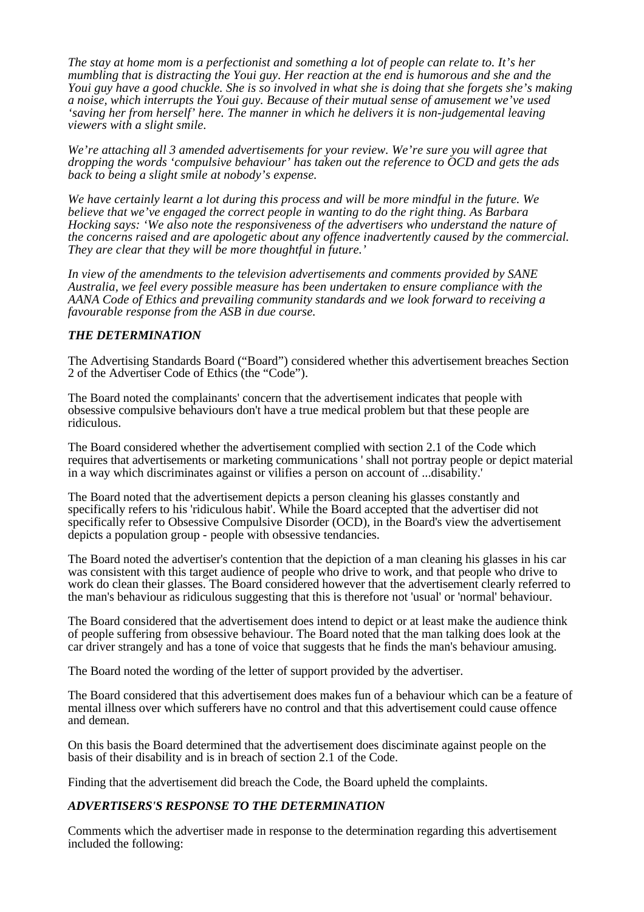*The stay at home mom is a perfectionist and something a lot of people can relate to. It's her mumbling that is distracting the Youi guy. Her reaction at the end is humorous and she and the Youi guy have a good chuckle. She is so involved in what she is doing that she forgets she's making a noise, which interrupts the Youi guy. Because of their mutual sense of amusement we've used 'saving her from herself' here. The manner in which he delivers it is non-judgemental leaving viewers with a slight smile.*

*We're attaching all 3 amended advertisements for your review. We're sure you will agree that dropping the words 'compulsive behaviour' has taken out the reference to OCD and gets the ads back to being a slight smile at nobody's expense.*

*We have certainly learnt a lot during this process and will be more mindful in the future. We believe that we've engaged the correct people in wanting to do the right thing. As Barbara Hocking says: 'We also note the responsiveness of the advertisers who understand the nature of the concerns raised and are apologetic about any offence inadvertently caused by the commercial. They are clear that they will be more thoughtful in future.'*

*In view of the amendments to the television advertisements and comments provided by SANE Australia, we feel every possible measure has been undertaken to ensure compliance with the AANA Code of Ethics and prevailing community standards and we look forward to receiving a favourable response from the ASB in due course.*

### *THE DETERMINATION*

The Advertising Standards Board ("Board") considered whether this advertisement breaches Section 2 of the Advertiser Code of Ethics (the "Code").

The Board noted the complainants' concern that the advertisement indicates that people with obsessive compulsive behaviours don't have a true medical problem but that these people are ridiculous.

The Board considered whether the advertisement complied with section 2.1 of the Code which requires that advertisements or marketing communications ' shall not portray people or depict material in a way which discriminates against or vilifies a person on account of ...disability.'

The Board noted that the advertisement depicts a person cleaning his glasses constantly and specifically refers to his 'ridiculous habit'. While the Board accepted that the advertiser did not specifically refer to Obsessive Compulsive Disorder (OCD), in the Board's view the advertisement depicts a population group - people with obsessive tendancies.

The Board noted the advertiser's contention that the depiction of a man cleaning his glasses in his car was consistent with this target audience of people who drive to work, and that people who drive to work do clean their glasses. The Board considered however that the advertisement clearly referred to the man's behaviour as ridiculous suggesting that this is therefore not 'usual' or 'normal' behaviour.

The Board considered that the advertisement does intend to depict or at least make the audience think of people suffering from obsessive behaviour. The Board noted that the man talking does look at the car driver strangely and has a tone of voice that suggests that he finds the man's behaviour amusing.

The Board noted the wording of the letter of support provided by the advertiser.

The Board considered that this advertisement does makes fun of a behaviour which can be a feature of mental illness over which sufferers have no control and that this advertisement could cause offence and demean.

On this basis the Board determined that the advertisement does discriminate against people on the basis of their disability and is in breach of section 2.1 of the Code.

Finding that the advertisement did breach the Code, the Board upheld the complaints.

### *ADVERTISERS'S RESPONSE TO THE DETERMINATION*

Comments which the advertiser made in response to the determination regarding this advertisement included the following: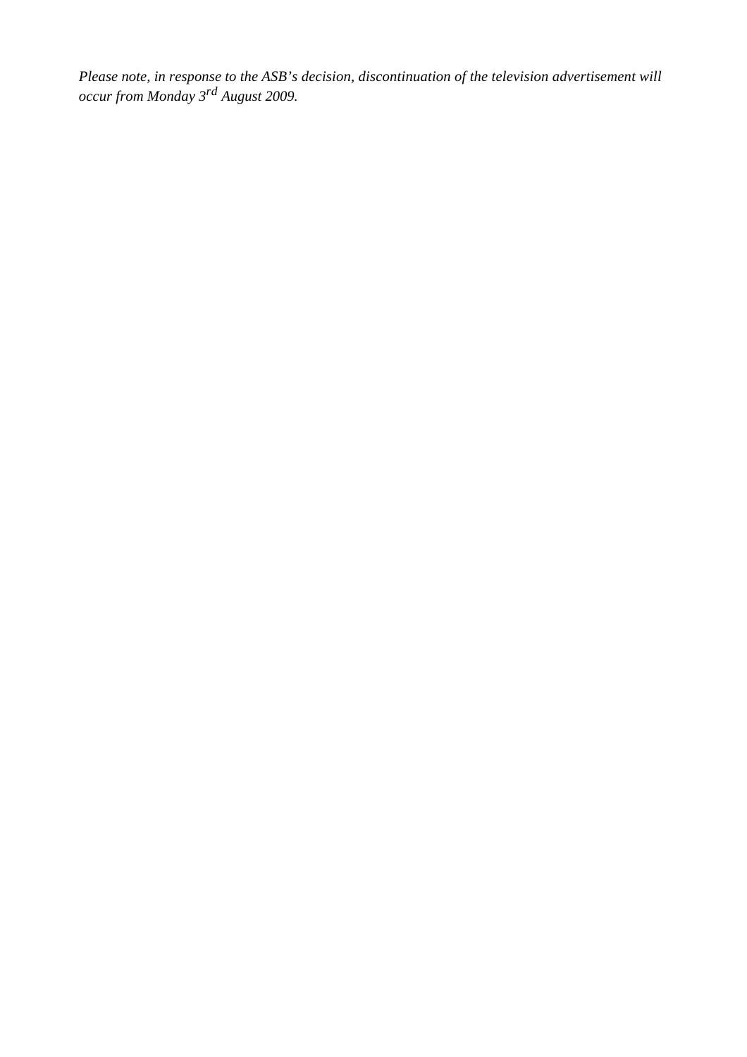*Please note, in response to the ASB's decision, discontinuation of the television advertisement will occur from Monday 3rd August 2009.*